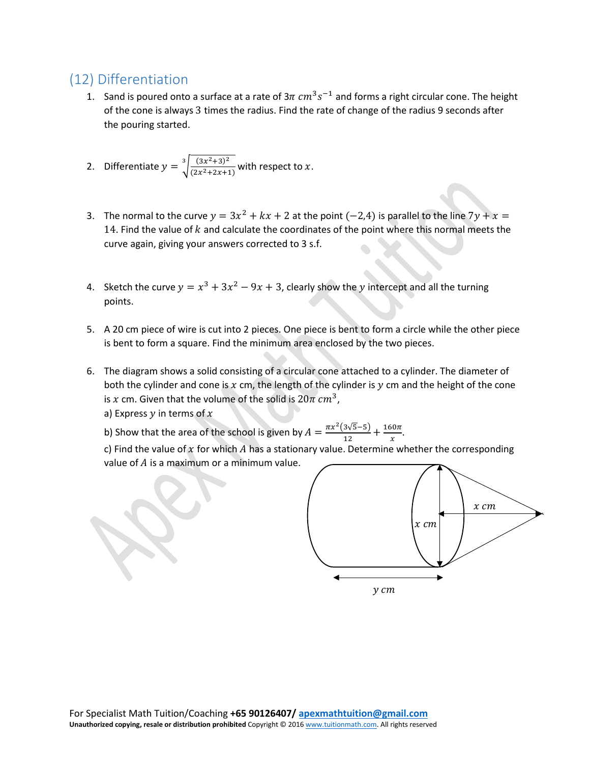## (12) Differentiation

1. Sand is poured onto a surface at a rate of $3\pi\ cm^3s^{-1}$ and forms a right circular cone. The height of the cone is always 3 times the radius. Find the rate of change of the radius 9 seconds after the pouring started.

2. Differentiate $y = \sqrt[3]{\frac{(3x^2+3)^2}{(2x^2+2x+1)}}$ with respect to $x$.

3. The normal to the curve $y = 3x^2 + kx + 2$ at the point $(-2,4)$ is parallel to the line $7y + x = 14$. Find the value of $k$ and calculate the coordinates of the point where this normal meets the curve again, giving your answers corrected to 3 s.f.

4. Sketch the curve $y = x^3 + 3x^2 - 9x + 3$, clearly show the $y$ intercept and all the turning points.

5. A 20 cm piece of wire is cut into 2 pieces. One piece is bent to form a circle while the other piece is bent to form a square. Find the minimum area enclosed by the two pieces.

6. The diagram shows a solid consisting of a circular cone attached to a cylinder. The diameter of both the cylinder and cone is $x$ cm, the length of the cylinder is $y$ cm and the height of the cone is $x$ cm. Given that the volume of the solid is $20\pi\ cm^3$,

   a) Express $y$ in terms of $x$

   b) Show that the area of the school is given by $A = \frac{\pi x^2(3\sqrt{5}-5)}{12} + \frac{160\pi}{x}$.

   c) Find the value of $x$ for which $A$ has a stationary value. Determine whether the corresponding value of $A$ is a maximum or a minimum value.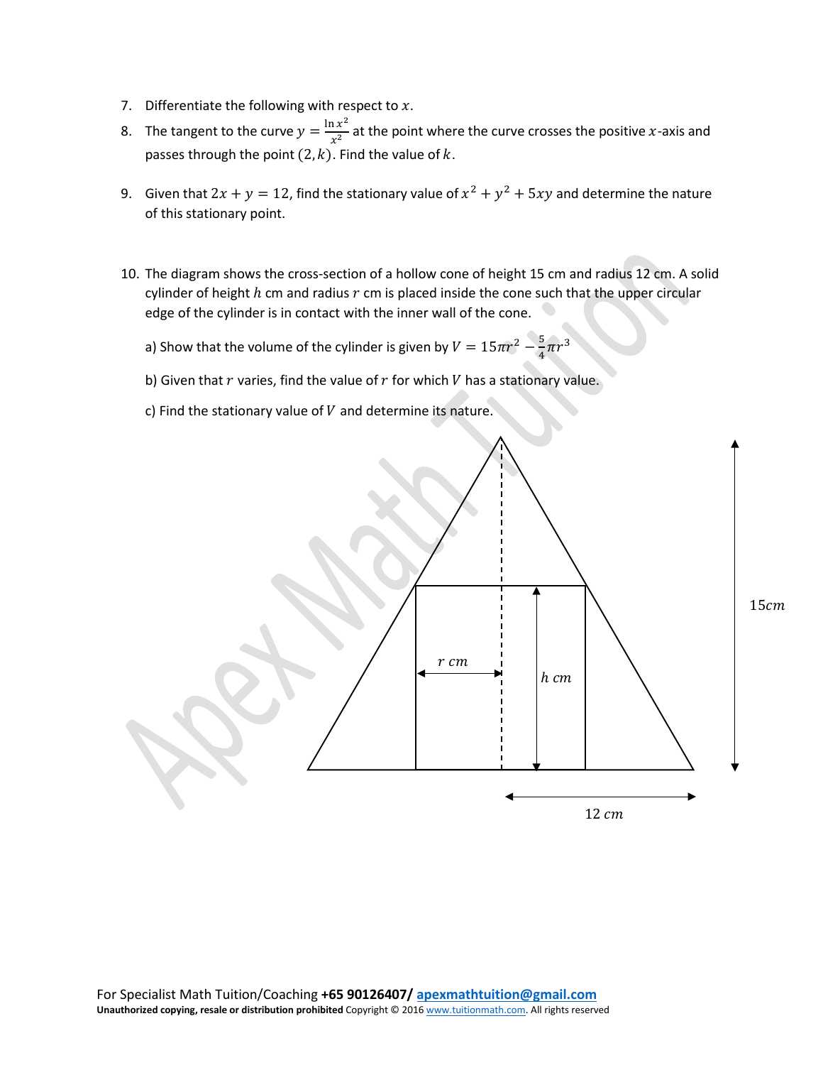7. Differentiate the following with respect to $x$.

8. The tangent to the curve $y = \frac{\ln x^2}{x^2}$ at the point where the curve crosses the positive $x$-axis and passes through the point $(2, k)$. Find the value of $k$.

9. Given that $2x + y = 12$, find the stationary value of $x^2 + y^2 + 5xy$ and determine the nature of this stationary point.

10. The diagram shows the cross-section of a hollow cone of height 15 cm and radius 12 cm. A solid cylinder of height $h$ cm and radius $r$ cm is placed inside the cone such that the upper circular edge of the cylinder is in contact with the inner wall of the cone.

    a) Show that the volume of the cylinder is given by $V = 15\pi r^2 - \frac{5}{4}\pi r^3$

    b) Given that $r$ varies, find the value of $r$ for which $V$ has a stationary value.

    c) Find the stationary value of $V$ and determine its nature.

$r\ cm$

$h\ cm$

$15cm$

$12\ cm$